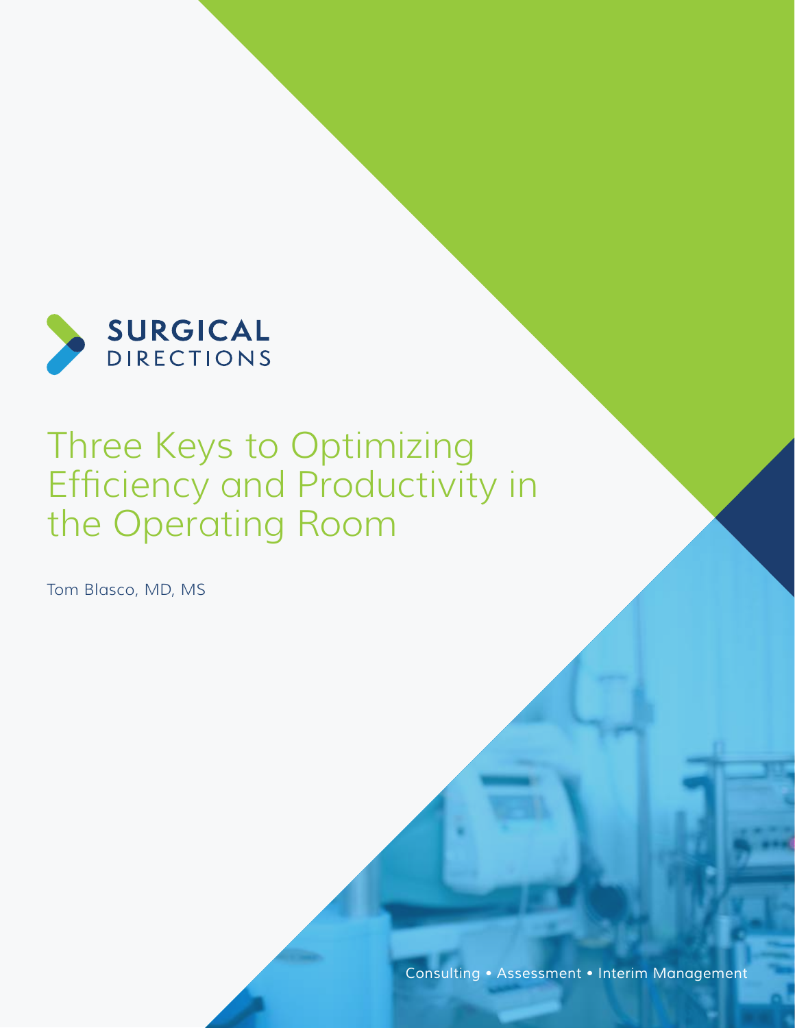SURGICAL DIRECTIONS

# Three Keys to Optimizing Efficiency and Productivity in the Operating Room

Tom Blasco, MD, MS

Consulting • Assessment • Interim Management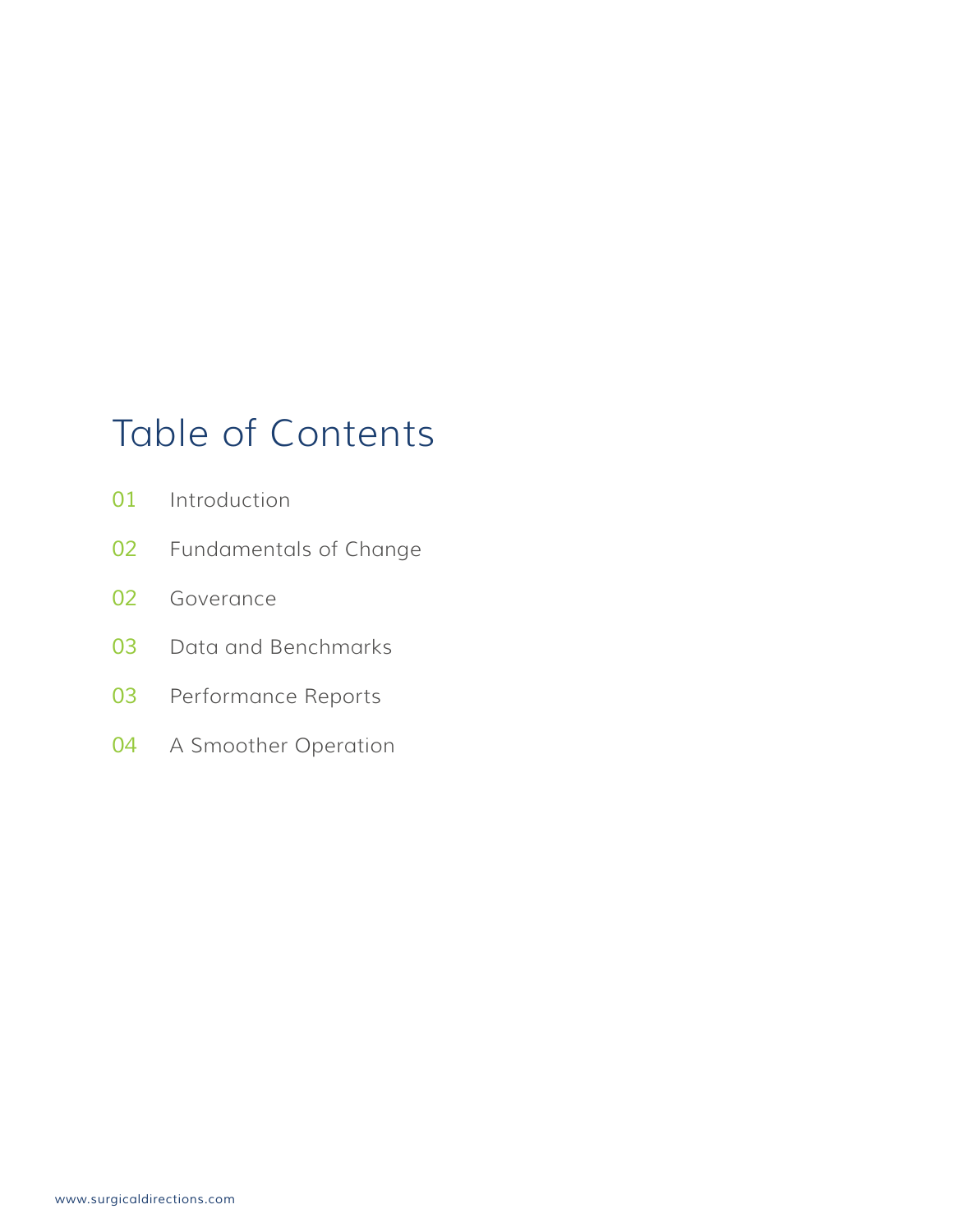# Table of Contents

01 Introduction

02 Fundamentals of Change

02 Goverance

03 Data and Benchmarks

03 Performance Reports

04 A Smoother Operation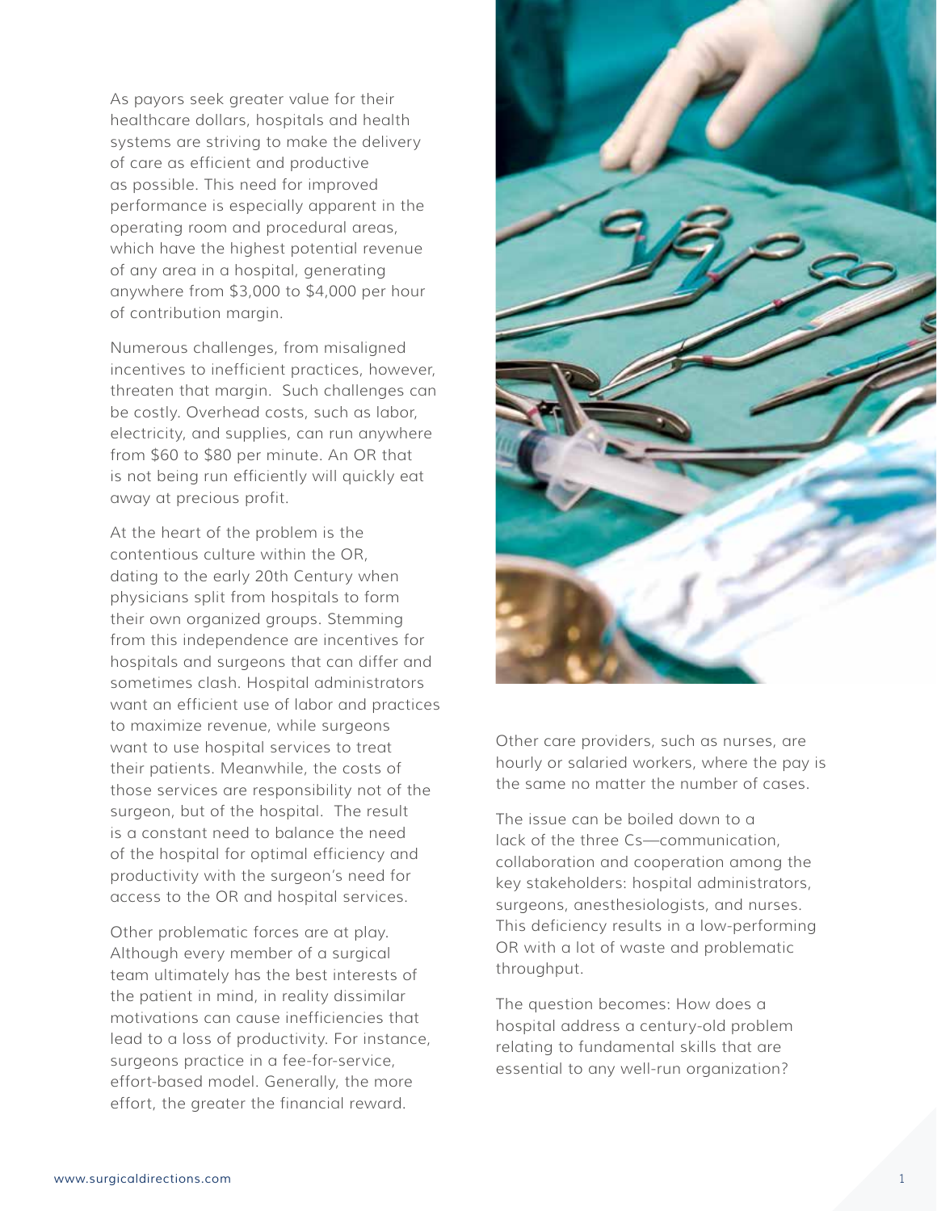As payors seek greater value for their healthcare dollars, hospitals and health systems are striving to make the delivery of care as efficient and productive as possible. This need for improved performance is especially apparent in the operating room and procedural areas, which have the highest potential revenue of any area in a hospital, generating anywhere from $3,000 to $4,000 per hour of contribution margin.

Numerous challenges, from misaligned incentives to inefficient practices, however, threaten that margin. Such challenges can be costly. Overhead costs, such as labor, electricity, and supplies, can run anywhere from $60 to $80 per minute. An OR that is not being run efficiently will quickly eat away at precious profit.

At the heart of the problem is the contentious culture within the OR, dating to the early 20th Century when physicians split from hospitals to form their own organized groups. Stemming from this independence are incentives for hospitals and surgeons that can differ and sometimes clash. Hospital administrators want an efficient use of labor and practices to maximize revenue, while surgeons want to use hospital services to treat their patients. Meanwhile, the costs of those services are responsibility not of the surgeon, but of the hospital. The result is a constant need to balance the need of the hospital for optimal efficiency and productivity with the surgeon's need for access to the OR and hospital services.

Other problematic forces are at play. Although every member of a surgical team ultimately has the best interests of the patient in mind, in reality dissimilar motivations can cause inefficiencies that lead to a loss of productivity. For instance, surgeons practice in a fee-for-service, effort-based model. Generally, the more effort, the greater the financial reward. Other care providers, such as nurses, are hourly or salaried workers, where the pay is the same no matter the number of cases.

The issue can be boiled down to a lack of the three Cs—communication, collaboration and cooperation among the key stakeholders: hospital administrators, surgeons, anesthesiologists, and nurses. This deficiency results in a low-performing OR with a lot of waste and problematic throughput.

The question becomes: How does a hospital address a century-old problem relating to fundamental skills that are essential to any well-run organization?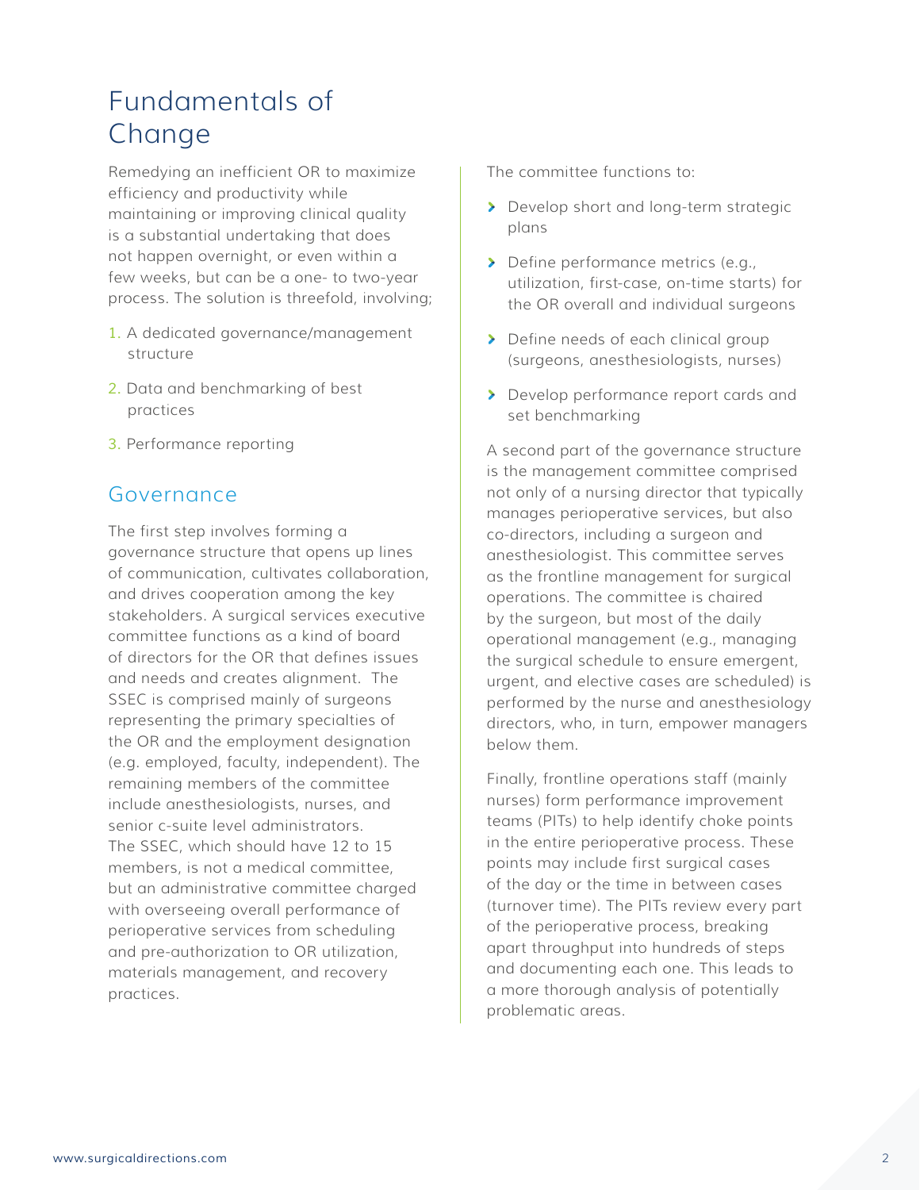# Fundamentals of Change

Remedying an inefficient OR to maximize efficiency and productivity while maintaining or improving clinical quality is a substantial undertaking that does not happen overnight, or even within a few weeks, but can be a one- to two-year process. The solution is threefold, involving;

1. A dedicated governance/management structure
2. Data and benchmarking of best practices
3. Performance reporting

## Governance

The first step involves forming a governance structure that opens up lines of communication, cultivates collaboration, and drives cooperation among the key stakeholders. A surgical services executive committee functions as a kind of board of directors for the OR that defines issues and needs and creates alignment. The SSEC is comprised mainly of surgeons representing the primary specialties of the OR and the employment designation (e.g. employed, faculty, independent). The remaining members of the committee include anesthesiologists, nurses, and senior c-suite level administrators. The SSEC, which should have 12 to 15 members, is not a medical committee, but an administrative committee charged with overseeing overall performance of perioperative services from scheduling and pre-authorization to OR utilization, materials management, and recovery practices.

The committee functions to:

- Develop short and long-term strategic plans
- Define performance metrics (e.g., utilization, first-case, on-time starts) for the OR overall and individual surgeons
- Define needs of each clinical group (surgeons, anesthesiologists, nurses)
- Develop performance report cards and set benchmarking

A second part of the governance structure is the management committee comprised not only of a nursing director that typically manages perioperative services, but also co-directors, including a surgeon and anesthesiologist. This committee serves as the frontline management for surgical operations. The committee is chaired by the surgeon, but most of the daily operational management (e.g., managing the surgical schedule to ensure emergent, urgent, and elective cases are scheduled) is performed by the nurse and anesthesiology directors, who, in turn, empower managers below them.

Finally, frontline operations staff (mainly nurses) form performance improvement teams (PITs) to help identify choke points in the entire perioperative process. These points may include first surgical cases of the day or the time in between cases (turnover time). The PITs review every part of the perioperative process, breaking apart throughput into hundreds of steps and documenting each one. This leads to a more thorough analysis of potentially problematic areas.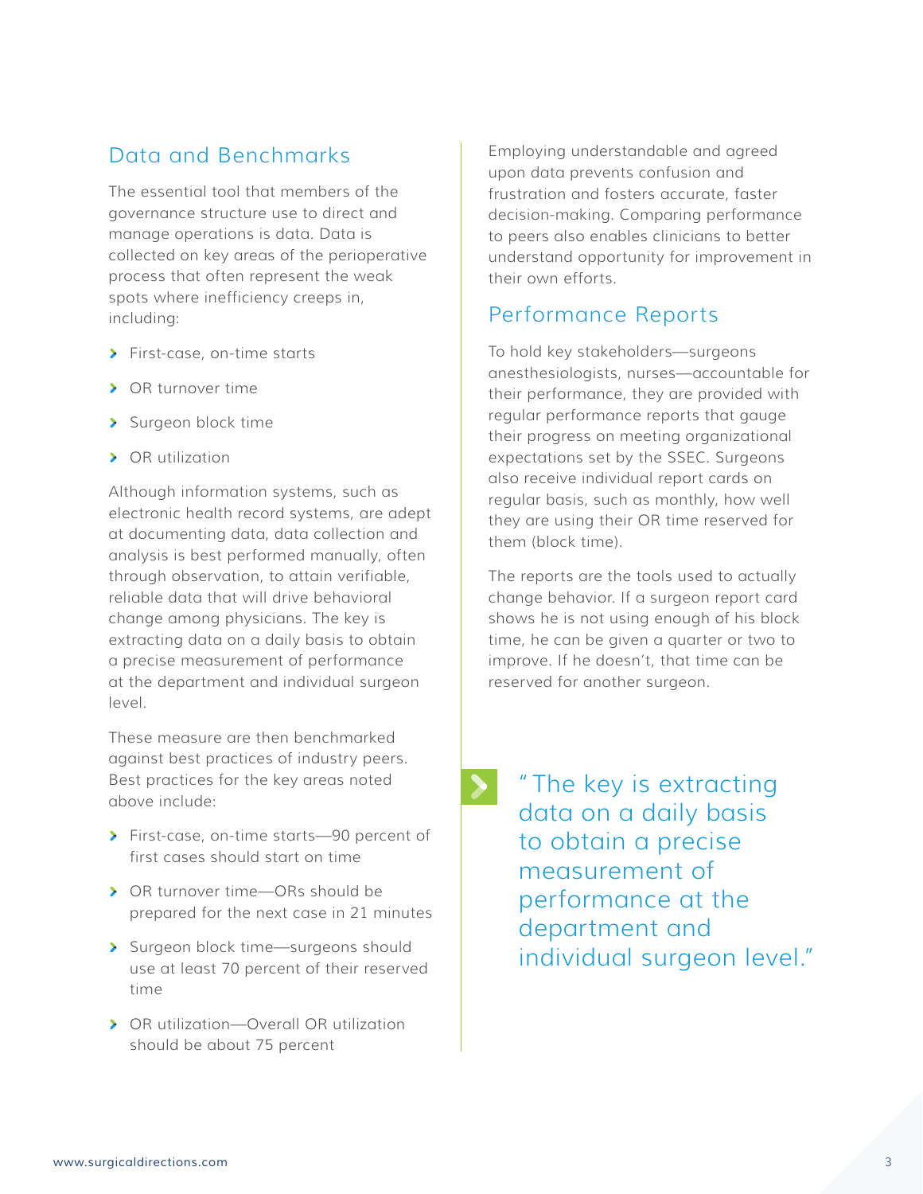## Data and Benchmarks

The essential tool that members of the governance structure use to direct and manage operations is data. Data is collected on key areas of the perioperative process that often represent the weak spots where inefficiency creeps in, including:

- First-case, on-time starts
- OR turnover time
- Surgeon block time
- OR utilization

Although information systems, such as electronic health record systems, are adept at documenting data, data collection and analysis is best performed manually, often through observation, to attain verifiable, reliable data that will drive behavioral change among physicians. The key is extracting data on a daily basis to obtain a precise measurement of performance at the department and individual surgeon level.

These measure are then benchmarked against best practices of industry peers. Best practices for the key areas noted above include:

- First-case, on-time starts—90 percent of first cases should start on time
- OR turnover time—ORs should be prepared for the next case in 21 minutes
- Surgeon block time—surgeons should use at least 70 percent of their reserved time
- OR utilization—Overall OR utilization should be about 75 percent

Employing understandable and agreed upon data prevents confusion and frustration and fosters accurate, faster decision-making. Comparing performance to peers also enables clinicians to better understand opportunity for improvement in their own efforts.

## Performance Reports

To hold key stakeholders—surgeons anesthesiologists, nurses—accountable for their performance, they are provided with regular performance reports that gauge their progress on meeting organizational expectations set by the SSEC. Surgeons also receive individual report cards on regular basis, such as monthly, how well they are using their OR time reserved for them (block time).

The reports are the tools used to actually change behavior. If a surgeon report card shows he is not using enough of his block time, he can be given a quarter or two to improve. If he doesn't, that time can be reserved for another surgeon.

> "The key is extracting data on a daily basis to obtain a precise measurement of performance at the department and individual surgeon level."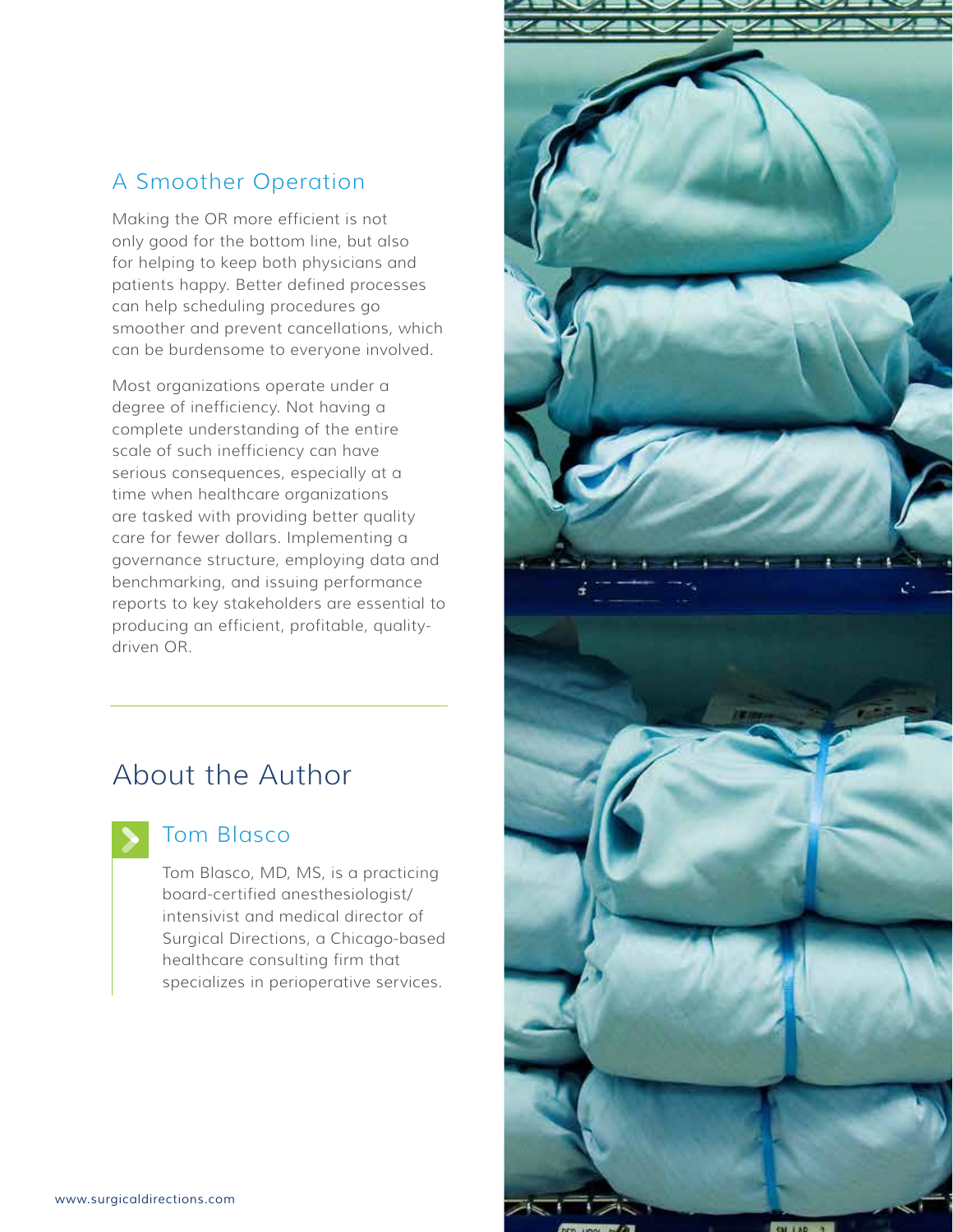## A Smoother Operation

Making the OR more efficient is not only good for the bottom line, but also for helping to keep both physicians and patients happy. Better defined processes can help scheduling procedures go smoother and prevent cancellations, which can be burdensome to everyone involved.

Most organizations operate under a degree of inefficiency. Not having a complete understanding of the entire scale of such inefficiency can have serious consequences, especially at a time when healthcare organizations are tasked with providing better quality care for fewer dollars. Implementing a governance structure, employing data and benchmarking, and issuing performance reports to key stakeholders are essential to producing an efficient, profitable, quality-driven OR.

# About the Author

### Tom Blasco

Tom Blasco, MD, MS, is a practicing board-certified anesthesiologist/intensivist and medical director of Surgical Directions, a Chicago-based healthcare consulting firm that specializes in perioperative services.